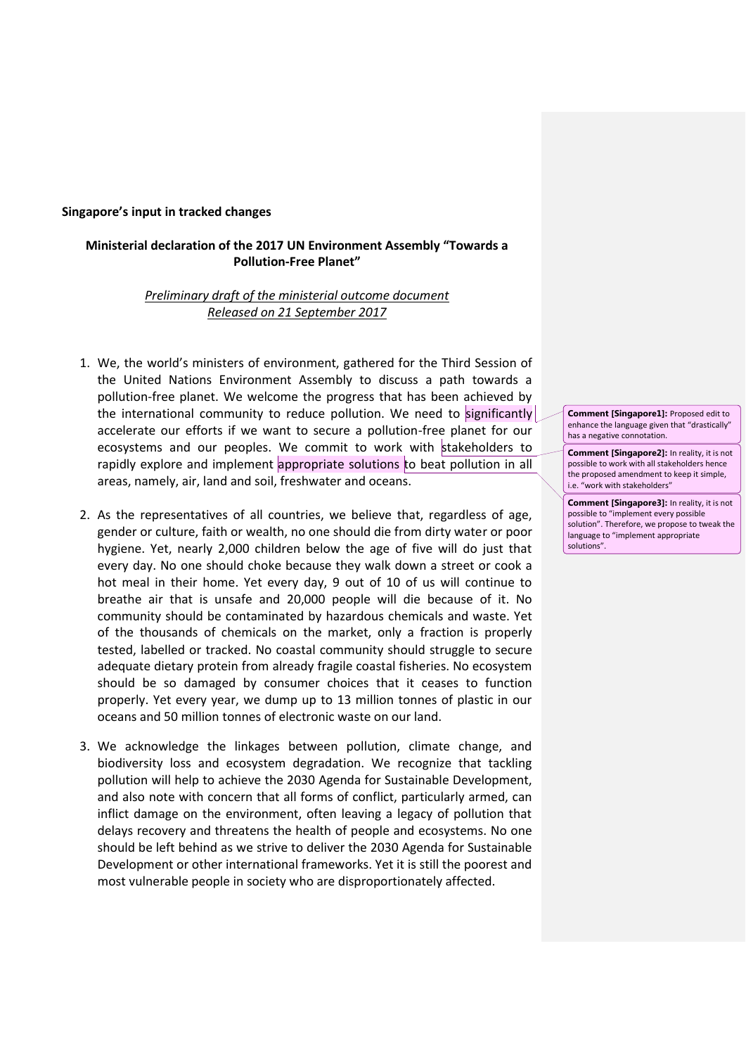**Singapore's input in tracked changes**

## Ministerial declaration of the 2017 UN Environment Assembly "Towards a Pollution-Free Planet"

*Preliminary draft of the ministerial outcome document*
*Released on 21 September 2017*

1. We, the world's ministers of environment, gathered for the Third Session of the United Nations Environment Assembly to discuss a path towards a pollution-free planet. We welcome the progress that has been achieved by the international community to reduce pollution. We need to significantly accelerate our efforts if we want to secure a pollution-free planet for our ecosystems and our peoples. We commit to work with stakeholders to rapidly explore and implement appropriate solutions to beat pollution in all areas, namely, air, land and soil, freshwater and oceans.

2. As the representatives of all countries, we believe that, regardless of age, gender or culture, faith or wealth, no one should die from dirty water or poor hygiene. Yet, nearly 2,000 children below the age of five will do just that every day. No one should choke because they walk down a street or cook a hot meal in their home. Yet every day, 9 out of 10 of us will continue to breathe air that is unsafe and 20,000 people will die because of it. No community should be contaminated by hazardous chemicals and waste. Yet of the thousands of chemicals on the market, only a fraction is properly tested, labelled or tracked. No coastal community should struggle to secure adequate dietary protein from already fragile coastal fisheries. No ecosystem should be so damaged by consumer choices that it ceases to function properly. Yet every year, we dump up to 13 million tonnes of plastic in our oceans and 50 million tonnes of electronic waste on our land.

3. We acknowledge the linkages between pollution, climate change, and biodiversity loss and ecosystem degradation. We recognize that tackling pollution will help to achieve the 2030 Agenda for Sustainable Development, and also note with concern that all forms of conflict, particularly armed, can inflict damage on the environment, often leaving a legacy of pollution that delays recovery and threatens the health of people and ecosystems. No one should be left behind as we strive to deliver the 2030 Agenda for Sustainable Development or other international frameworks. Yet it is still the poorest and most vulnerable people in society who are disproportionately affected.

**Comment [Singapore1]:** Proposed edit to enhance the language given that "drastically" has a negative connotation.

**Comment [Singapore2]:** In reality, it is not possible to work with all stakeholders hence the proposed amendment to keep it simple, i.e. "work with stakeholders"

**Comment [Singapore3]:** In reality, it is not possible to "implement every possible solution". Therefore, we propose to tweak the language to "implement appropriate solutions".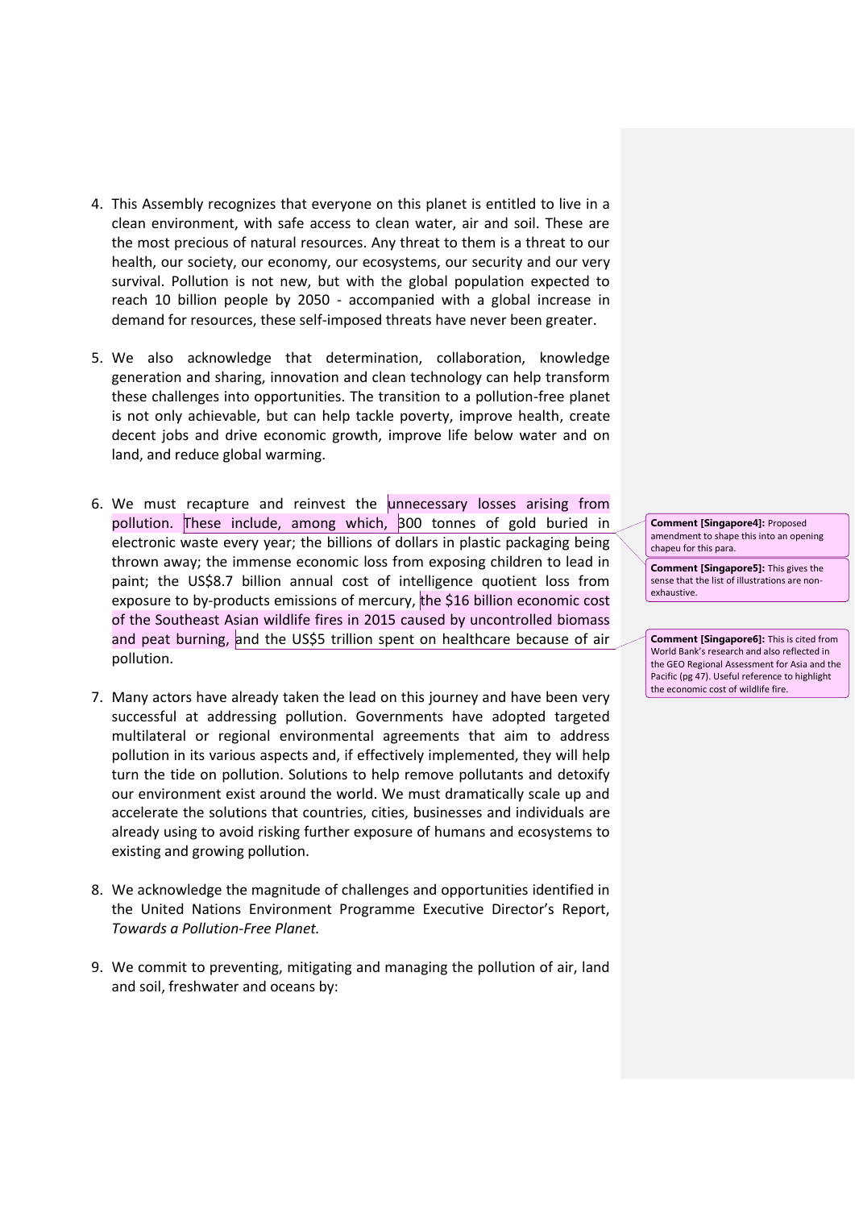4. This Assembly recognizes that everyone on this planet is entitled to live in a clean environment, with safe access to clean water, air and soil. These are the most precious of natural resources. Any threat to them is a threat to our health, our society, our economy, our ecosystems, our security and our very survival. Pollution is not new, but with the global population expected to reach 10 billion people by 2050 - accompanied with a global increase in demand for resources, these self-imposed threats have never been greater.

5. We also acknowledge that determination, collaboration, knowledge generation and sharing, innovation and clean technology can help transform these challenges into opportunities. The transition to a pollution-free planet is not only achievable, but can help tackle poverty, improve health, create decent jobs and drive economic growth, improve life below water and on land, and reduce global warming.

6. We must recapture and reinvest the unnecessary losses arising from pollution. These include, among which, 300 tonnes of gold buried in electronic waste every year; the billions of dollars in plastic packaging being thrown away; the immense economic loss from exposing children to lead in paint; the US$8.7 billion annual cost of intelligence quotient loss from exposure to by-products emissions of mercury, the $16 billion economic cost of the Southeast Asian wildlife fires in 2015 caused by uncontrolled biomass and peat burning, and the US$5 trillion spent on healthcare because of air pollution.

**Comment [Singapore4]:** Proposed amendment to shape this into an opening chapeu for this para.

**Comment [Singapore5]:** This gives the sense that the list of illustrations are non-exhaustive.

**Comment [Singapore6]:** This is cited from World Bank's research and also reflected in the GEO Regional Assessment for Asia and the Pacific (pg 47). Useful reference to highlight the economic cost of wildlife fire.

7. Many actors have already taken the lead on this journey and have been very successful at addressing pollution. Governments have adopted targeted multilateral or regional environmental agreements that aim to address pollution in its various aspects and, if effectively implemented, they will help turn the tide on pollution. Solutions to help remove pollutants and detoxify our environment exist around the world. We must dramatically scale up and accelerate the solutions that countries, cities, businesses and individuals are already using to avoid risking further exposure of humans and ecosystems to existing and growing pollution.

8. We acknowledge the magnitude of challenges and opportunities identified in the United Nations Environment Programme Executive Director's Report, *Towards a Pollution-Free Planet.*

9. We commit to preventing, mitigating and managing the pollution of air, land and soil, freshwater and oceans by: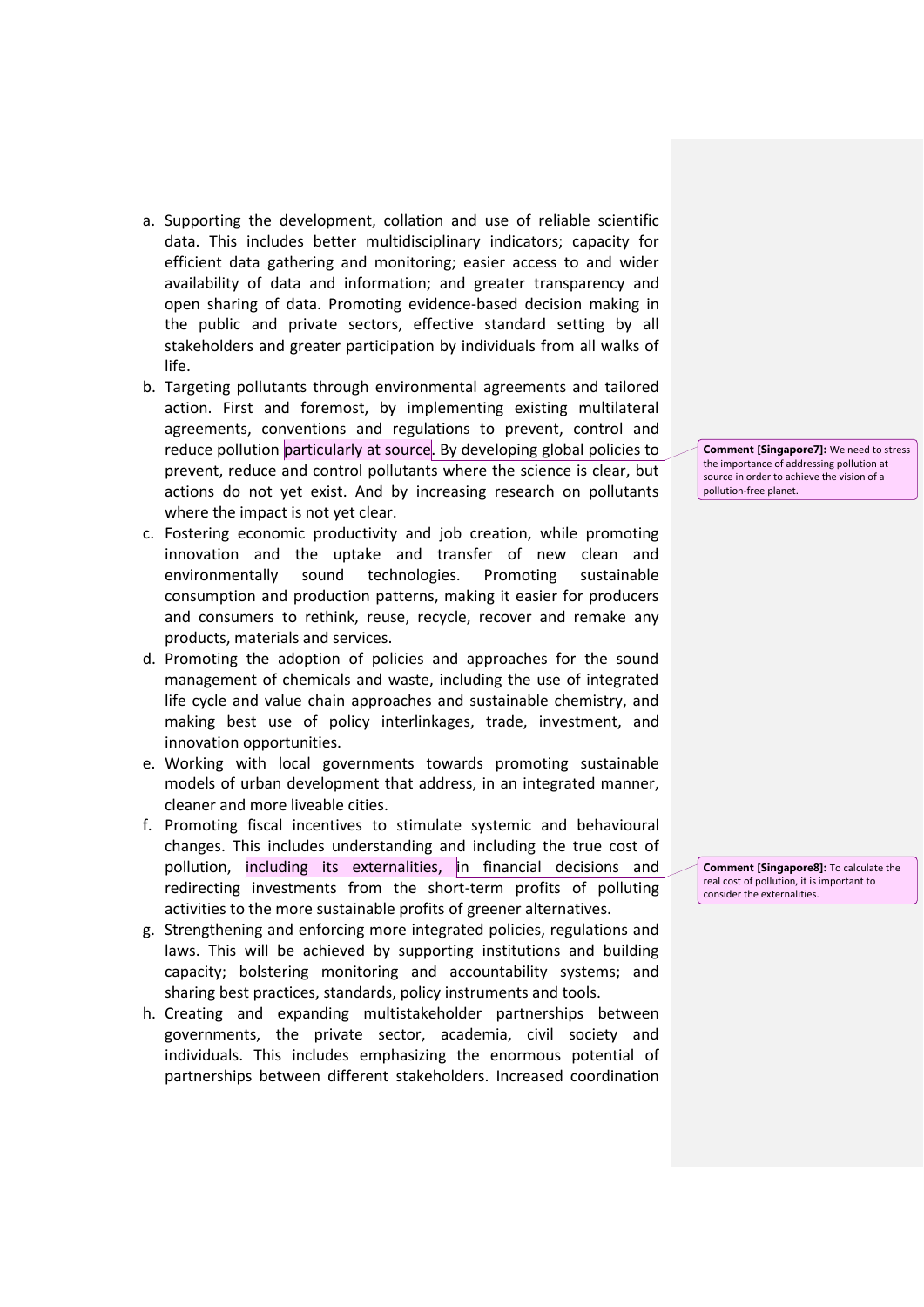a. Supporting the development, collation and use of reliable scientific data. This includes better multidisciplinary indicators; capacity for efficient data gathering and monitoring; easier access to and wider availability of data and information; and greater transparency and open sharing of data. Promoting evidence-based decision making in the public and private sectors, effective standard setting by all stakeholders and greater participation by individuals from all walks of life.
b. Targeting pollutants through environmental agreements and tailored action. First and foremost, by implementing existing multilateral agreements, conventions and regulations to prevent, control and reduce pollution particularly at source. By developing global policies to prevent, reduce and control pollutants where the science is clear, but actions do not yet exist. And by increasing research on pollutants where the impact is not yet clear.
c. Fostering economic productivity and job creation, while promoting innovation and the uptake and transfer of new clean and environmentally sound technologies. Promoting sustainable consumption and production patterns, making it easier for producers and consumers to rethink, reuse, recycle, recover and remake any products, materials and services.
d. Promoting the adoption of policies and approaches for the sound management of chemicals and waste, including the use of integrated life cycle and value chain approaches and sustainable chemistry, and making best use of policy interlinkages, trade, investment, and innovation opportunities.
e. Working with local governments towards promoting sustainable models of urban development that address, in an integrated manner, cleaner and more liveable cities.
f. Promoting fiscal incentives to stimulate systemic and behavioural changes. This includes understanding and including the true cost of pollution, including its externalities, in financial decisions and redirecting investments from the short-term profits of polluting activities to the more sustainable profits of greener alternatives.
g. Strengthening and enforcing more integrated policies, regulations and laws. This will be achieved by supporting institutions and building capacity; bolstering monitoring and accountability systems; and sharing best practices, standards, policy instruments and tools.
h. Creating and expanding multistakeholder partnerships between governments, the private sector, academia, civil society and individuals. This includes emphasizing the enormous potential of partnerships between different stakeholders. Increased coordination

**Comment [Singapore7]:** We need to stress the importance of addressing pollution at source in order to achieve the vision of a pollution-free planet.

**Comment [Singapore8]:** To calculate the real cost of pollution, it is important to consider the externalities.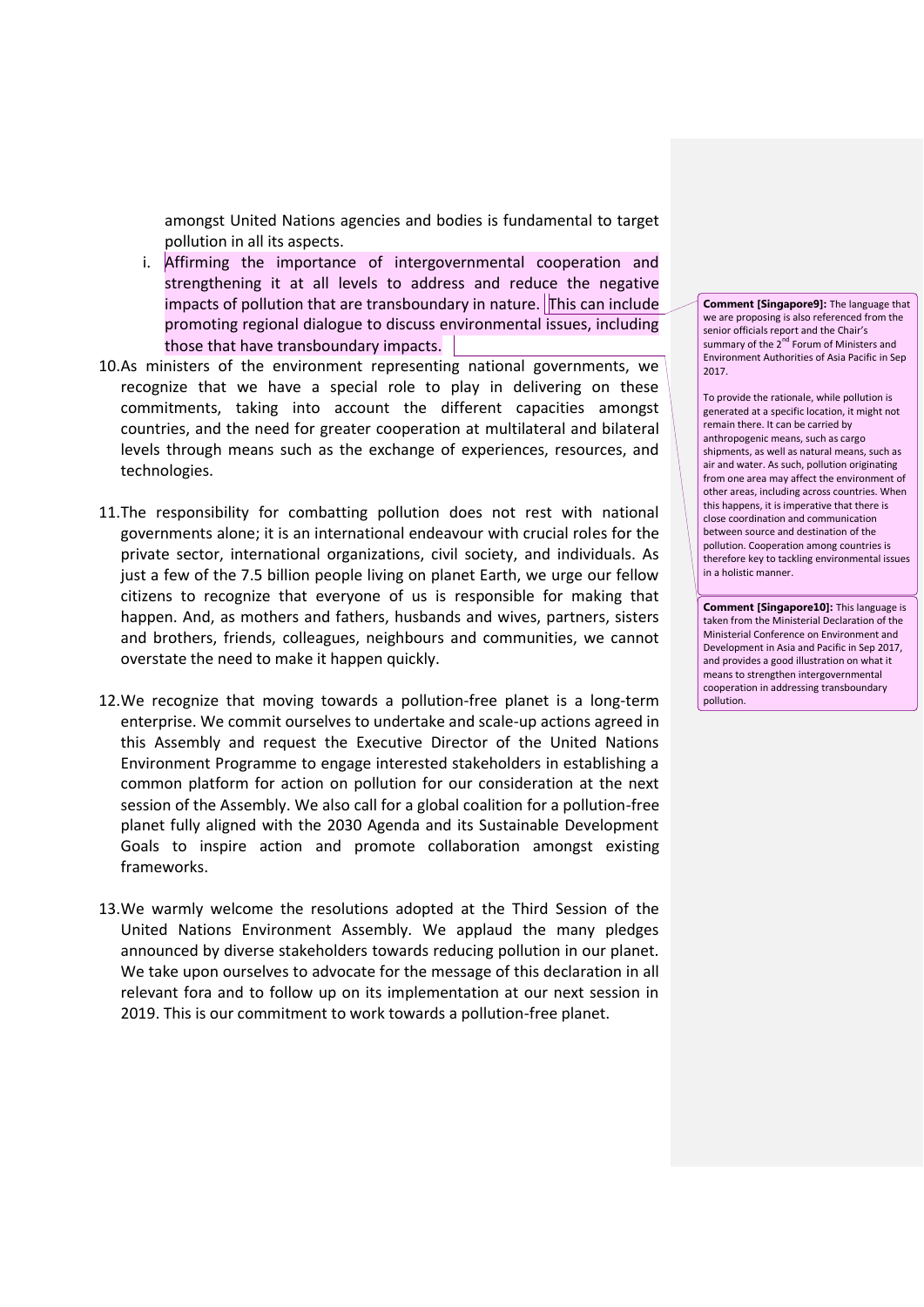amongst United Nations agencies and bodies is fundamental to target pollution in all its aspects.

i. Affirming the importance of intergovernmental cooperation and strengthening it at all levels to address and reduce the negative impacts of pollution that are transboundary in nature. This can include promoting regional dialogue to discuss environmental issues, including those that have transboundary impacts.

10. As ministers of the environment representing national governments, we recognize that we have a special role to play in delivering on these commitments, taking into account the different capacities amongst countries, and the need for greater cooperation at multilateral and bilateral levels through means such as the exchange of experiences, resources, and technologies.

11. The responsibility for combatting pollution does not rest with national governments alone; it is an international endeavour with crucial roles for the private sector, international organizations, civil society, and individuals. As just a few of the 7.5 billion people living on planet Earth, we urge our fellow citizens to recognize that everyone of us is responsible for making that happen. And, as mothers and fathers, husbands and wives, partners, sisters and brothers, friends, colleagues, neighbours and communities, we cannot overstate the need to make it happen quickly.

12. We recognize that moving towards a pollution-free planet is a long-term enterprise. We commit ourselves to undertake and scale-up actions agreed in this Assembly and request the Executive Director of the United Nations Environment Programme to engage interested stakeholders in establishing a common platform for action on pollution for our consideration at the next session of the Assembly. We also call for a global coalition for a pollution-free planet fully aligned with the 2030 Agenda and its Sustainable Development Goals to inspire action and promote collaboration amongst existing frameworks.

13. We warmly welcome the resolutions adopted at the Third Session of the United Nations Environment Assembly. We applaud the many pledges announced by diverse stakeholders towards reducing pollution in our planet. We take upon ourselves to advocate for the message of this declaration in all relevant fora and to follow up on its implementation at our next session in 2019. This is our commitment to work towards a pollution-free planet.

**Comment [Singapore9]:** The language that we are proposing is also referenced from the senior officials report and the Chair's summary of the 2nd Forum of Ministers and Environment Authorities of Asia Pacific in Sep 2017.

To provide the rationale, while pollution is generated at a specific location, it might not remain there. It can be carried by anthropogenic means, such as cargo shipments, as well as natural means, such as air and water. As such, pollution originating from one area may affect the environment of other areas, including across countries. When this happens, it is imperative that there is close coordination and communication between source and destination of the pollution. Cooperation among countries is therefore key to tackling environmental issues in a holistic manner.

**Comment [Singapore10]:** This language is taken from the Ministerial Declaration of the Ministerial Conference on Environment and Development in Asia and Pacific in Sep 2017, and provides a good illustration on what it means to strengthen intergovernmental cooperation in addressing transboundary pollution.